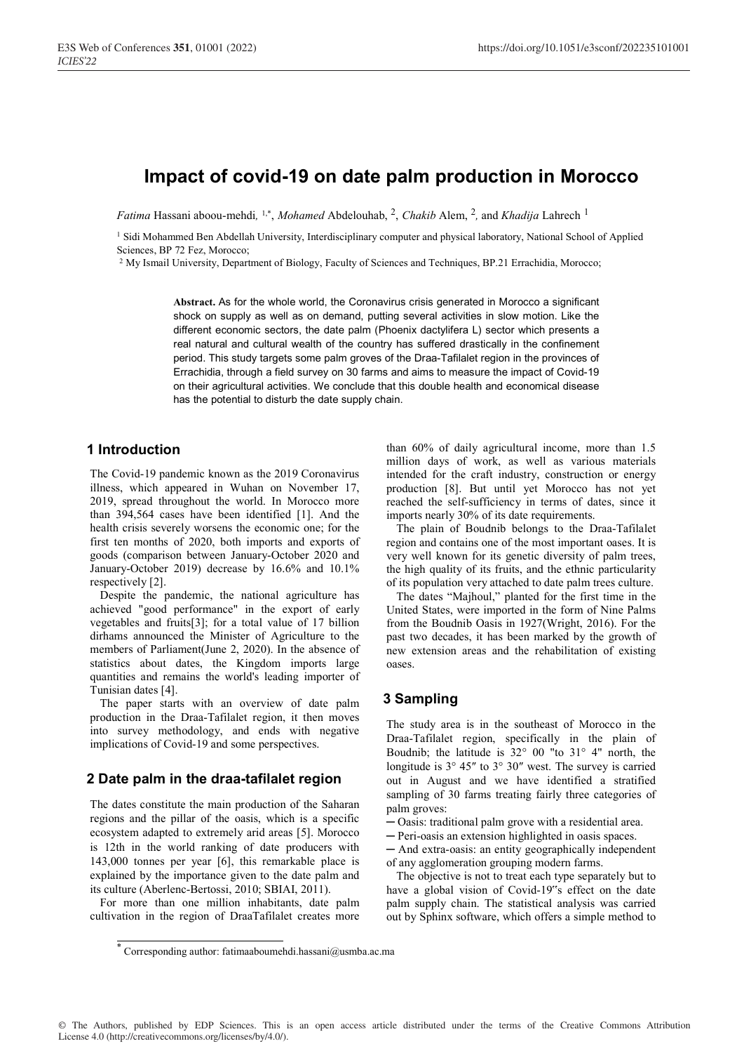# Impact of covid-19 on date palm production in Morocco

*Fatima* Hassani aboou-mehdi, [1,*], *Mohamed* Abdelouhab, [2], *Chakib* Alem, [2], and *Khadija* Lahrech [1]

[1] Sidi Mohammed Ben Abdellah University, Interdisciplinary computer and physical laboratory, National School of Applied Sciences, BP 72 Fez, Morocco;

[2] My Ismail University, Department of Biology, Faculty of Sciences and Techniques, BP.21 Errachidia, Morocco;

**Abstract.** As for the whole world, the Coronavirus crisis generated in Morocco a significant shock on supply as well as on demand, putting several activities in slow motion. Like the different economic sectors, the date palm (Phoenix dactylifera L) sector which presents a real natural and cultural wealth of the country has suffered drastically in the confinement period. This study targets some palm groves of the Draa-Tafilalet region in the provinces of Errachidia, through a field survey on 30 farms and aims to measure the impact of Covid-19 on their agricultural activities. We conclude that this double health and economical disease has the potential to disturb the date supply chain.

## 1 Introduction

The Covid-19 pandemic known as the 2019 Coronavirus illness, which appeared in Wuhan on November 17, 2019, spread throughout the world. In Morocco more than 394,564 cases have been identified [1]. And the health crisis severely worsens the economic one; for the first ten months of 2020, both imports and exports of goods (comparison between January-October 2020 and January-October 2019) decrease by 16.6% and 10.1% respectively [2].

Despite the pandemic, the national agriculture has achieved "good performance" in the export of early vegetables and fruits[3]; for a total value of 17 billion dirhams announced the Minister of Agriculture to the members of Parliament(June 2, 2020). In the absence of statistics about dates, the Kingdom imports large quantities and remains the world's leading importer of Tunisian dates [4].

The paper starts with an overview of date palm production in the Draa-Tafilalet region, it then moves into survey methodology, and ends with negative implications of Covid-19 and some perspectives.

## 2 Date palm in the draa-tafilalet region

The dates constitute the main production of the Saharan regions and the pillar of the oasis, which is a specific ecosystem adapted to extremely arid areas [5]. Morocco is 12th in the world ranking of date producers with 143,000 tonnes per year [6], this remarkable place is explained by the importance given to the date palm and its culture (Aberlenc-Bertossi, 2010; SBIAI, 2011).

For more than one million inhabitants, date palm cultivation in the region of DraaTafilalet creates more than 60% of daily agricultural income, more than 1.5 million days of work, as well as various materials intended for the craft industry, construction or energy production [8]. But until yet Morocco has not yet reached the self-sufficiency in terms of dates, since it imports nearly 30% of its date requirements.

The plain of Boudnib belongs to the Draa-Tafilalet region and contains one of the most important oases. It is very well known for its genetic diversity of palm trees, the high quality of its fruits, and the ethnic particularity of its population very attached to date palm trees culture.

The dates "Majhoul," planted for the first time in the United States, were imported in the form of Nine Palms from the Boudnib Oasis in 1927(Wright, 2016). For the past two decades, it has been marked by the growth of new extension areas and the rehabilitation of existing oases.

## 3 Sampling

The study area is in the southeast of Morocco in the Draa-Tafilalet region, specifically in the plain of Boudnib; the latitude is 32° 00 "to 31° 4" north, the longitude is 3° 45″ to 3° 30″ west. The survey is carried out in August and we have identified a stratified sampling of 30 farms treating fairly three categories of palm groves:

─ Oasis: traditional palm grove with a residential area.

─ Peri-oasis an extension highlighted in oasis spaces.

─ And extra-oasis: an entity geographically independent of any agglomeration grouping modern farms.

The objective is not to treat each type separately but to have a global vision of Covid-19"s effect on the date palm supply chain. The statistical analysis was carried out by Sphinx software, which offers a simple method to

* Corresponding author: fatimaaboumehdi.hassani@usmba.ac.ma

© The Authors, published by EDP Sciences. This is an open access article distributed under the terms of the Creative Commons Attribution License 4.0 (http://creativecommons.org/licenses/by/4.0/).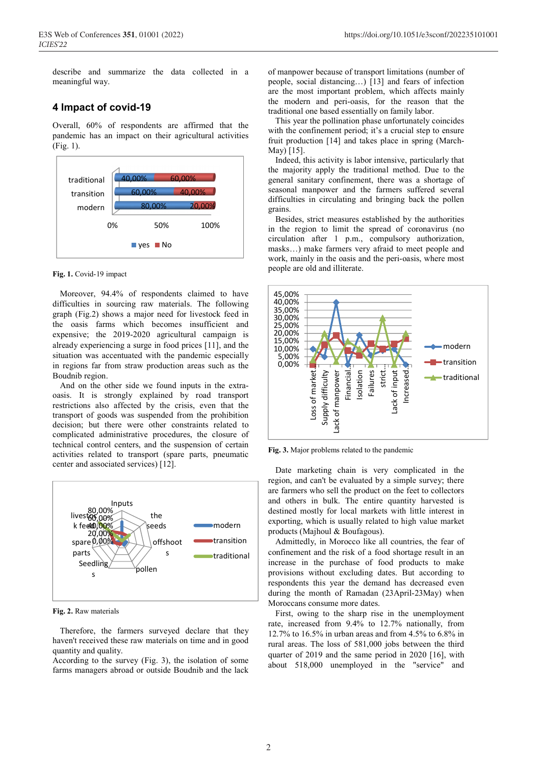describe and summarize the data collected in a meaningful way.

## 4 Impact of covid-19

Overall, 60% of respondents are affirmed that the pandemic has an impact on their agricultural activities (Fig. 1).

**Fig. 1.** Covid-19 impact

Moreover, 94.4% of respondents claimed to have difficulties in sourcing raw materials. The following graph (Fig.2) shows a major need for livestock feed in the oasis farms which becomes insufficient and expensive; the 2019-2020 agricultural campaign is already experiencing a surge in food prices [11], and the situation was accentuated with the pandemic especially in regions far from straw production areas such as the Boudnib region.

And on the other side we found inputs in the extra-oasis. It is strongly explained by road transport restrictions also affected by the crisis, even that the transport of goods was suspended from the prohibition decision; but there were other constraints related to complicated administrative procedures, the closure of technical control centers, and the suspension of certain activities related to transport (spare parts, pneumatic center and associated services) [12].

**Fig. 2.** Raw materials

Therefore, the farmers surveyed declare that they haven't received these raw materials on time and in good quantity and quality.

According to the survey (Fig. 3), the isolation of some farms managers abroad or outside Boudnib and the lack of manpower because of transport limitations (number of people, social distancing…) [13] and fears of infection are the most important problem, which affects mainly the modern and peri-oasis, for the reason that the traditional one based essentially on family labor.

This year the pollination phase unfortunately coincides with the confinement period; it's a crucial step to ensure fruit production [14] and takes place in spring (March-May) [15].

Indeed, this activity is labor intensive, particularly that the majority apply the traditional method. Due to the general sanitary confinement, there was a shortage of seasonal manpower and the farmers suffered several difficulties in circulating and bringing back the pollen grains.

Besides, strict measures established by the authorities in the region to limit the spread of coronavirus (no circulation after 1 p.m., compulsory authorization, masks…) make farmers very afraid to meet people and work, mainly in the oasis and the peri-oasis, where most people are old and illiterate.

**Fig. 3.** Major problems related to the pandemic

Date marketing chain is very complicated in the region, and can't be evaluated by a simple survey; there are farmers who sell the product on the feet to collectors and others in bulk. The entire quantity harvested is destined mostly for local markets with little interest in exporting, which is usually related to high value market products (Majhoul & Boufagous).

Admittedly, in Morocco like all countries, the fear of confinement and the risk of a food shortage result in an increase in the purchase of food products to make provisions without excluding dates. But according to respondents this year the demand has decreased even during the month of Ramadan (23April-23May) when Moroccans consume more dates.

First, owing to the sharp rise in the unemployment rate, increased from 9.4% to 12.7% nationally, from 12.7% to 16.5% in urban areas and from 4.5% to 6.8% in rural areas. The loss of 581,000 jobs between the third quarter of 2019 and the same period in 2020 [16], with about 518,000 unemployed in the "service" and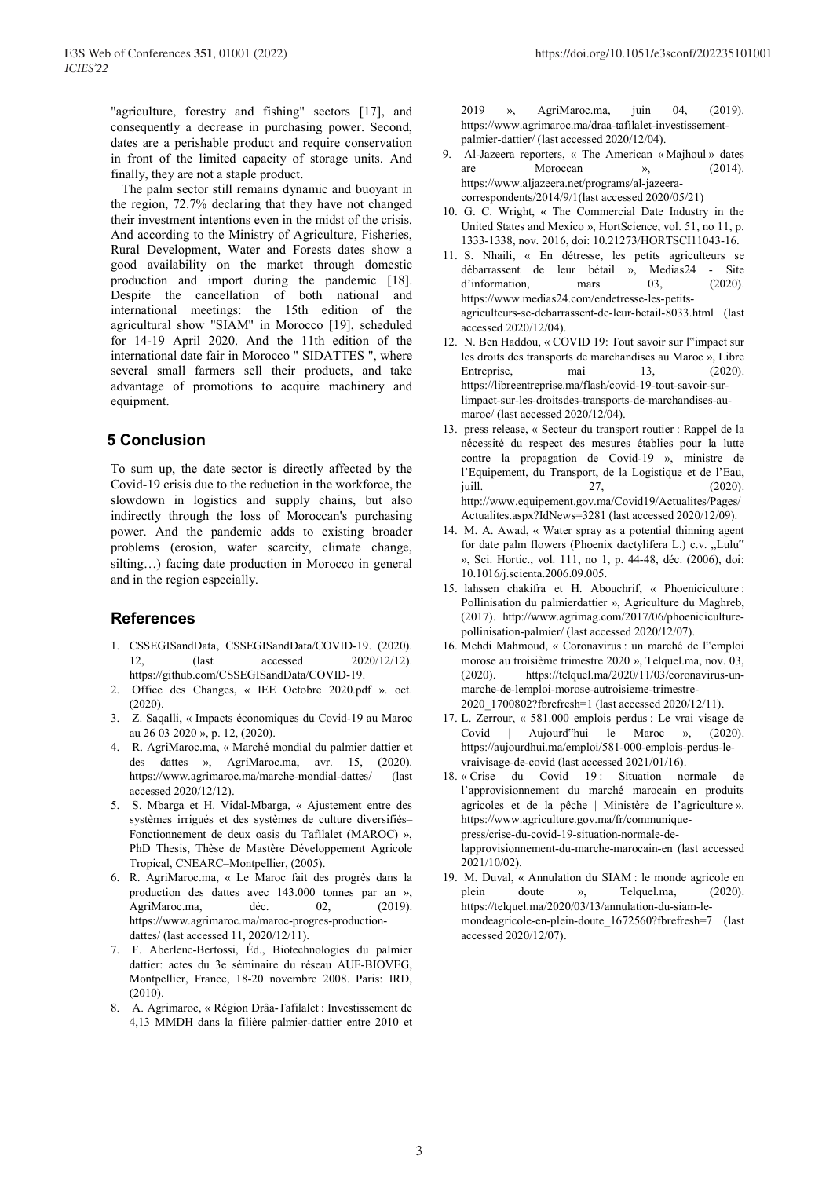"agriculture, forestry and fishing" sectors [17], and consequently a decrease in purchasing power. Second, dates are a perishable product and require conservation in front of the limited capacity of storage units. And finally, they are not a staple product.

The palm sector still remains dynamic and buoyant in the region, 72.7% declaring that they have not changed their investment intentions even in the midst of the crisis. And according to the Ministry of Agriculture, Fisheries, Rural Development, Water and Forests dates show a good availability on the market through domestic production and import during the pandemic [18]. Despite the cancellation of both national and international meetings: the 15th edition of the agricultural show "SIAM" in Morocco [19], scheduled for 14-19 April 2020. And the 11th edition of the international date fair in Morocco " SIDATTES ", where several small farmers sell their products, and take advantage of promotions to acquire machinery and equipment.

## 5 Conclusion

To sum up, the date sector is directly affected by the Covid-19 crisis due to the reduction in the workforce, the slowdown in logistics and supply chains, but also indirectly through the loss of Moroccan's purchasing power. And the pandemic adds to existing broader problems (erosion, water scarcity, climate change, silting…) facing date production in Morocco in general and in the region especially.

## References

1. CSSEGISandData, CSSEGISandData/COVID-19. (2020). 12, (last accessed 2020/12/12). https://github.com/CSSEGISandData/COVID-19.
2. Office des Changes, « IEE Octobre 2020.pdf ». oct. (2020).
3. Z. Saqalli, « Impacts économiques du Covid-19 au Maroc au 26 03 2020 », p. 12, (2020).
4. R. AgriMaroc.ma, « Marché mondial du palmier dattier et des dattes », AgriMaroc.ma, avr. 15, (2020). https://www.agrimaroc.ma/marche-mondial-dattes/ (last accessed 2020/12/12).
5. S. Mbarga et H. Vidal-Mbarga, « Ajustement entre des systèmes irrigués et des systèmes de culture diversifiés– Fonctionnement de deux oasis du Tafilalet (MAROC) », PhD Thesis, Thèse de Mastère Développement Agricole Tropical, CNEARC–Montpellier, (2005).
6. R. AgriMaroc.ma, « Le Maroc fait des progrès dans la production des dattes avec 143.000 tonnes par an », AgriMaroc.ma, déc. 02, (2019). https://www.agrimaroc.ma/maroc-progres-production-dattes/ (last accessed 11, 2020/12/11).
7. F. Aberlenc-Bertossi, Éd., Biotechnologies du palmier dattier: actes du 3e séminaire du réseau AUF-BIOVEG, Montpellier, France, 18-20 novembre 2008. Paris: IRD, (2010).
8. A. Agrimaroc, « Région Drâa-Tafilalet : Investissement de 4,13 MMDH dans la filière palmier-dattier entre 2010 et 2019 », AgriMaroc.ma, juin 04, (2019). https://www.agrimaroc.ma/draa-tafilalet-investissement-palmier-dattier/ (last accessed 2020/12/04).
9. Al-Jazeera reporters, « The American « Majhoul » dates are Moroccan », (2014). https://www.aljazeera.net/programs/al-jazeera-correspondents/2014/9/1(last accessed 2020/05/21)
10. G. C. Wright, « The Commercial Date Industry in the United States and Mexico », HortScience, vol. 51, no 11, p. 1333-1338, nov. 2016, doi: 10.21273/HORTSCI11043-16.
11. S. Nhaili, « En détresse, les petits agriculteurs se débarrassent de leur bétail », Medias24 - Site d'information, mars 03, (2020). https://www.medias24.com/endetresse-les-petits-agriculteurs-se-debarrassent-de-leur-betail-8033.html (last accessed 2020/12/04).
12. N. Ben Haddou, « COVID 19: Tout savoir sur l''impact sur les droits des transports de marchandises au Maroc », Libre Entreprise, mai 13, (2020). https://libreentreprise.ma/flash/covid-19-tout-savoir-sur-limpact-sur-les-droitsdes-transports-de-marchandises-au-maroc/ (last accessed 2020/12/04).
13. press release, « Secteur du transport routier : Rappel de la nécessité du respect des mesures établies pour la lutte contre la propagation de Covid-19 », ministre de l'Equipement, du Transport, de la Logistique et de l'Eau, juill. 27, (2020). http://www.equipement.gov.ma/Covid19/Actualites/Pages/Actualites.aspx?IdNews=3281 (last accessed 2020/12/09).
14. M. A. Awad, « Water spray as a potential thinning agent for date palm flowers (Phoenix dactylifera L.) c.v. „Lulu" », Sci. Hortic., vol. 111, no 1, p. 44-48, déc. (2006), doi: 10.1016/j.scienta.2006.09.005.
15. lahssen chakifra et H. Abouchrif, « Phoeniciculture : Pollinisation du palmierdattier », Agriculture du Maghreb, (2017). http://www.agrimag.com/2017/06/phoeniciculture-pollinisation-palmier/ (last accessed 2020/12/07).
16. Mehdi Mahmoud, « Coronavirus : un marché de l''emploi morose au troisième trimestre 2020 », Telquel.ma, nov. 03, (2020). https://telquel.ma/2020/11/03/coronavirus-un-marche-de-lemploi-morose-autroisieme-trimestre-2020_1700802?fbrefresh=1 (last accessed 2020/12/11).
17. L. Zerrour, « 581.000 emplois perdus : Le vrai visage de Covid | Aujourd''hui le Maroc », (2020). https://aujourdhui.ma/emploi/581-000-emplois-perdus-le-vraivisage-de-covid (last accessed 2021/01/16).
18. « Crise du Covid 19 : Situation normale de l'approvisionnement du marché marocain en produits agricoles et de la pêche | Ministère de l'agriculture ». https://www.agriculture.gov.ma/fr/communique-press/crise-du-covid-19-situation-normale-de-lapprovisionnement-du-marche-marocain-en (last accessed 2021/10/02).
19. M. Duval, « Annulation du SIAM : le monde agricole en plein doute », Telquel.ma, (2020). https://telquel.ma/2020/03/13/annulation-du-siam-le-mondeagricole-en-plein-doute_1672560?fbrefresh=7 (last accessed 2020/12/07).